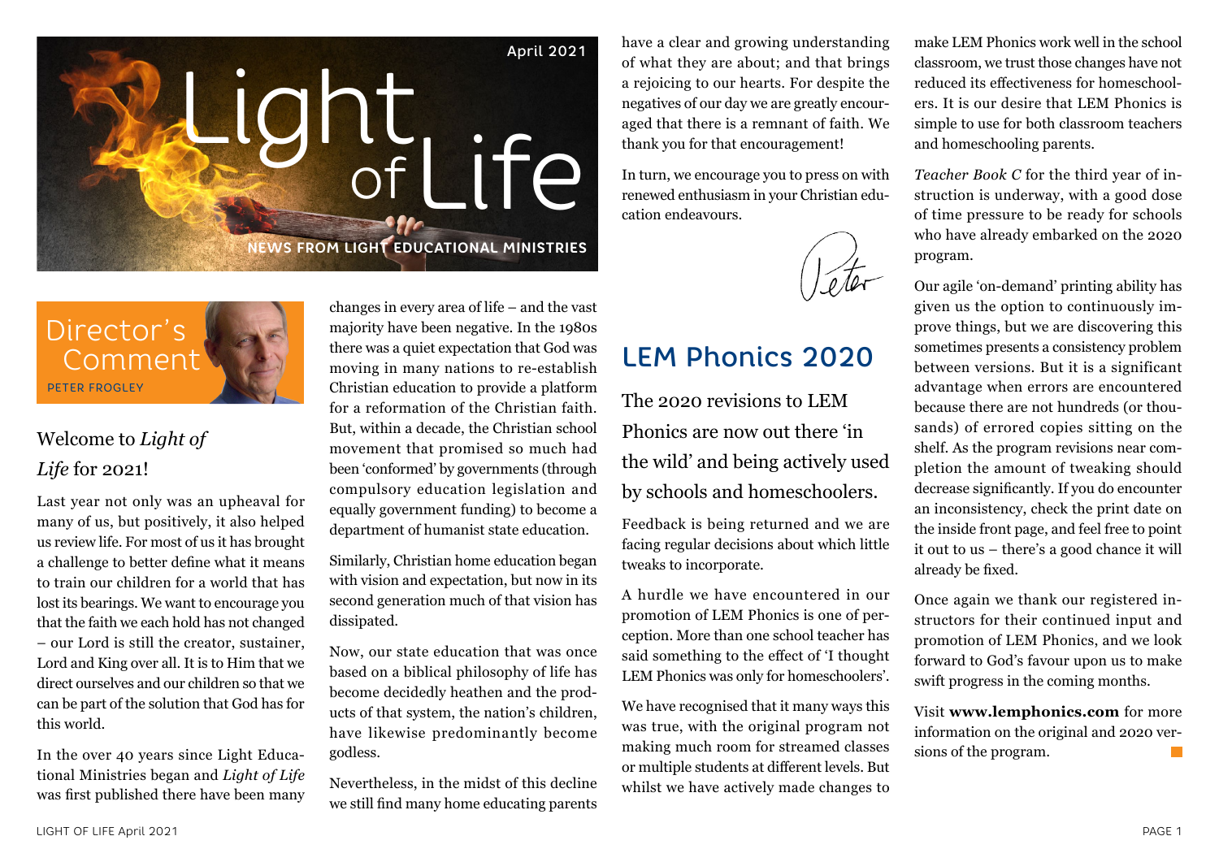# Light of Life

April 2021

NEWS FROM LIGHT EDUCATIONAL MINISTRIES

## Director's Comment

PETER FROGLEY

### Welcome to *Light of Life* for 2021!

Last year not only was an upheaval for many of us, but positively, it also helped us review life. For most of us it has brought a challenge to better define what it means to train our children for a world that has lost its bearings. We want to encourage you that the faith we each hold has not changed – our Lord is still the creator, sustainer, Lord and King over all. It is to Him that we direct ourselves and our children so that we can be part of the solution that God has for this world.

In the over 40 years since Light Educational Ministries began and *Light of Life* was first published there have been many changes in every area of life – and the vast majority have been negative. In the 1980s there was a quiet expectation that God was moving in many nations to re-establish Christian education to provide a platform for a reformation of the Christian faith. But, within a decade, the Christian school movement that promised so much had been 'conformed' by governments (through compulsory education legislation and equally government funding) to become a department of humanist state education.

Similarly, Christian home education began with vision and expectation, but now in its second generation much of that vision has dissipated.

Now, our state education that was once based on a biblical philosophy of life has become decidedly heathen and the products of that system, the nation's children, have likewise predominantly become godless.

Nevertheless, in the midst of this decline we still find many home educating parents have a clear and growing understanding of what they are about; and that brings a rejoicing to our hearts. For despite the negatives of our day we are greatly encouraged that there is a remnant of faith. We thank you for that encouragement!

In turn, we encourage you to press on with renewed enthusiasm in your Christian education endeavours.

Peter

## LEM Phonics 2020

The 2020 revisions to LEM Phonics are now out there 'in the wild' and being actively used by schools and homeschoolers.

Feedback is being returned and we are facing regular decisions about which little tweaks to incorporate.

A hurdle we have encountered in our promotion of LEM Phonics is one of perception. More than one school teacher has said something to the effect of 'I thought LEM Phonics was only for homeschoolers'.

We have recognised that it many ways this was true, with the original program not making much room for streamed classes or multiple students at different levels. But whilst we have actively made changes to make LEM Phonics work well in the school classroom, we trust those changes have not reduced its effectiveness for homeschoolers. It is our desire that LEM Phonics is simple to use for both classroom teachers and homeschooling parents.

*Teacher Book C* for the third year of instruction is underway, with a good dose of time pressure to be ready for schools who have already embarked on the 2020 program.

Our agile 'on-demand' printing ability has given us the option to continuously improve things, but we are discovering this sometimes presents a consistency problem between versions. But it is a significant advantage when errors are encountered because there are not hundreds (or thousands) of errored copies sitting on the shelf. As the program revisions near completion the amount of tweaking should decrease significantly. If you do encounter an inconsistency, check the print date on the inside front page, and feel free to point it out to us – there's a good chance it will already be fixed.

Once again we thank our registered instructors for their continued input and promotion of LEM Phonics, and we look forward to God's favour upon us to make swift progress in the coming months.

Visit **www.lemphonics.com** for more information on the original and 2020 versions of the program.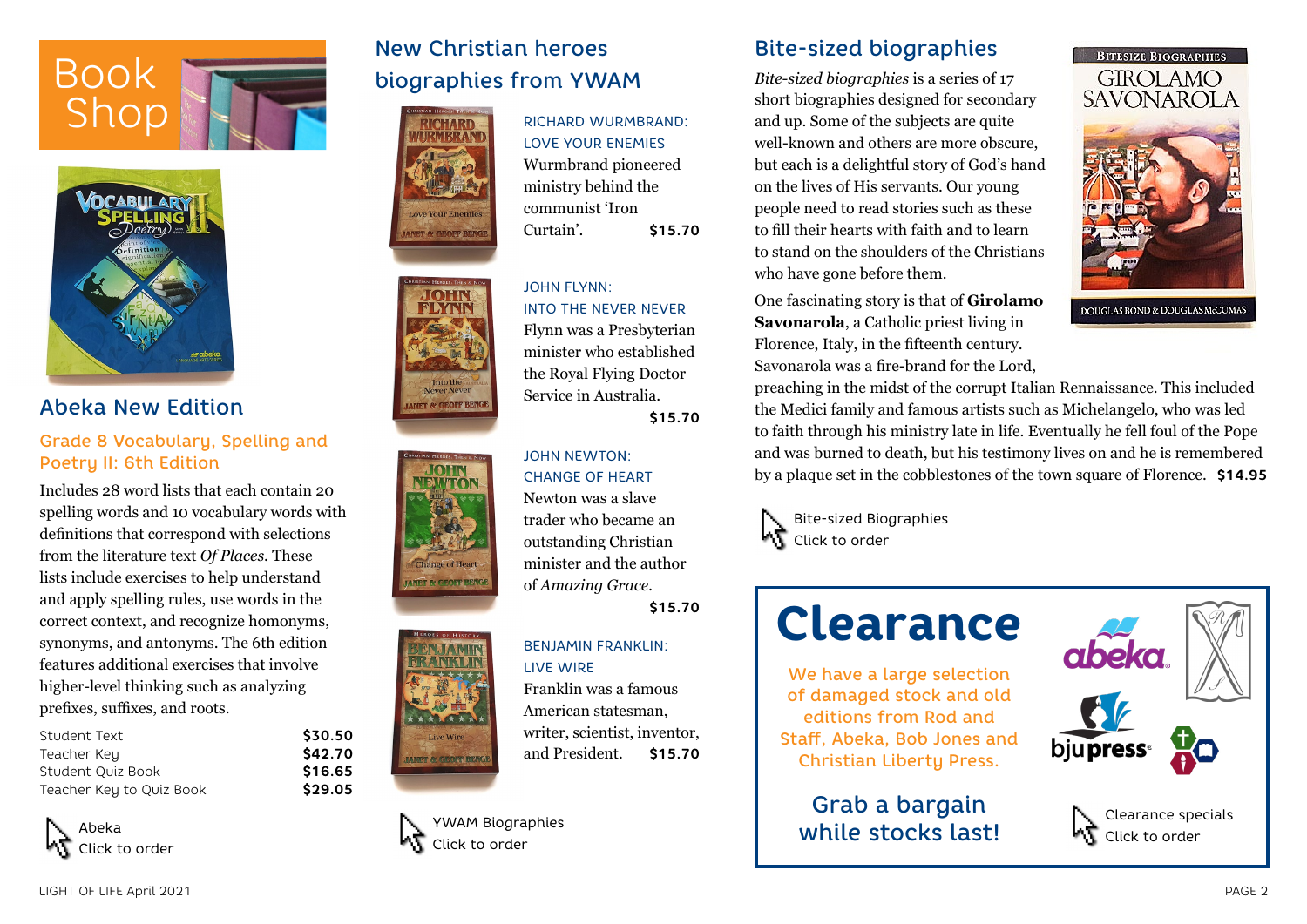# Book Shop

## Abeka New Edition

### Grade 8 Vocabulary, Spelling and Poetry II: 6th Edition

Includes 28 word lists that each contain 20 spelling words and 10 vocabulary words with definitions that correspond with selections from the literature text *Of Places*. These lists include exercises to help understand and apply spelling rules, use words in the correct context, and recognize homonyms, synonyms, and antonyms. The 6th edition features additional exercises that involve higher-level thinking such as analyzing prefixes, suffixes, and roots.

| | |
|---|---|
| Student Text | $30.50 |
| Teacher Key | $42.70 |
| Student Quiz Book | $16.65 |
| Teacher Key to Quiz Book | $29.05 |

Abeka
Click to order

## New Christian heroes biographies from YWAM

RICHARD WURMBRAND: LOVE YOUR ENEMIES

Wurmbrand pioneered ministry behind the communist 'Iron Curtain'. **$15.70**

JOHN FLYNN: INTO THE NEVER NEVER

Flynn was a Presbyterian minister who established the Royal Flying Doctor Service in Australia. **$15.70**

JOHN NEWTON: CHANGE OF HEART

Newton was a slave trader who became an outstanding Christian minister and the author of *Amazing Grace*. **$15.70**

BENJAMIN FRANKLIN: LIVE WIRE

Franklin was a famous American statesman, writer, scientist, inventor, and President. **$15.70**

YWAM Biographies
Click to order

## Bite-sized biographies

*Bite-sized biographies* is a series of 17 short biographies designed for secondary and up. Some of the subjects are quite well-known and others are more obscure, but each is a delightful story of God's hand on the lives of His servants. Our young people need to read stories such as these to fill their hearts with faith and to learn to stand on the shoulders of the Christians who have gone before them.

One fascinating story is that of **Girolamo Savonarola**, a Catholic priest living in Florence, Italy, in the fifteenth century. Savonarola was a fire-brand for the Lord, preaching in the midst of the corrupt Italian Rennaissance. This included the Medici family and famous artists such as Michelangelo, who was led to faith through his ministry late in life. Eventually he fell foul of the Pope and was burned to death, but his testimony lives on and he is remembered by a plaque set in the cobblestones of the town square of Florence. **$14.95**

Bite-sized Biographies
Click to order

## Clearance

We have a large selection of damaged stock and old editions from Rod and Staff, Abeka, Bob Jones and Christian Liberty Press.

Grab a bargain while stocks last!

Clearance specials
Click to order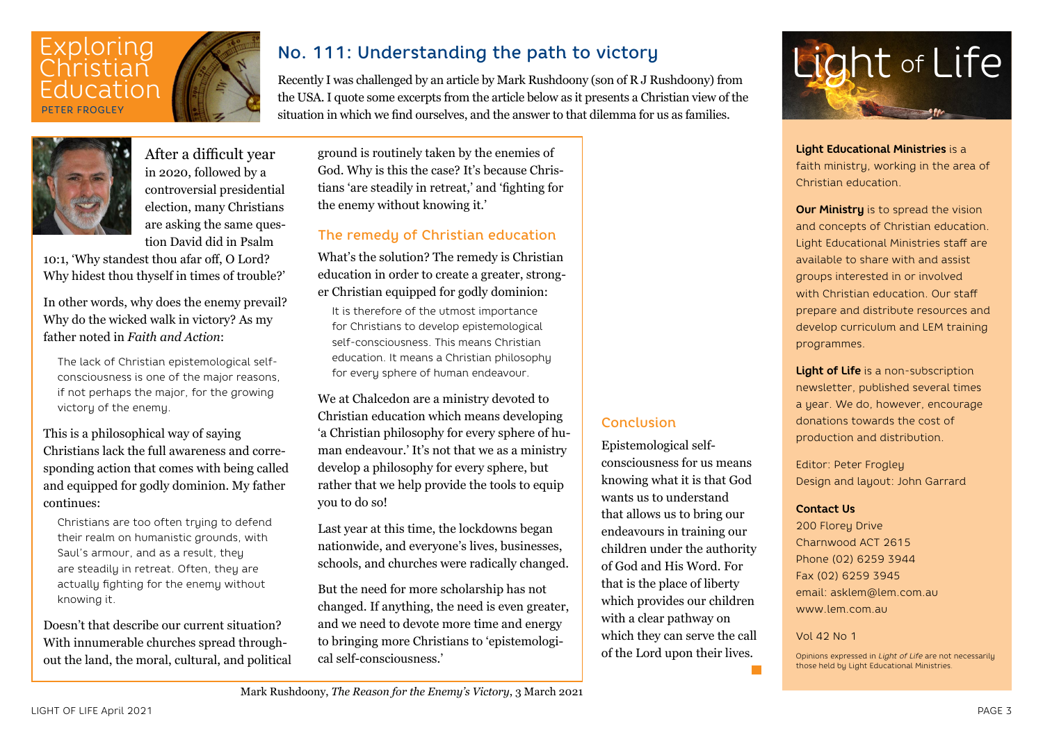# Exploring Christian Education

PETER FROGLEY

## No. 111: Understanding the path to victory

Recently I was challenged by an article by Mark Rushdoony (son of R J Rushdoony) from the USA. I quote some excerpts from the article below as it presents a Christian view of the situation in which we find ourselves, and the answer to that dilemma for us as families.

After a difficult year in 2020, followed by a controversial presidential election, many Christians are asking the same question David did in Psalm 10:1, 'Why standest thou afar off, O Lord? Why hidest thou thyself in times of trouble?'

In other words, why does the enemy prevail? Why do the wicked walk in victory? As my father noted in *Faith and Action*:

> The lack of Christian epistemological self-consciousness is one of the major reasons, if not perhaps the major, for the growing victory of the enemy.

This is a philosophical way of saying Christians lack the full awareness and corresponding action that comes with being called and equipped for godly dominion. My father continues:

> Christians are too often trying to defend their realm on humanistic grounds, with Saul's armour, and as a result, they are steadily in retreat. Often, they are actually fighting for the enemy without knowing it.

Doesn't that describe our current situation? With innumerable churches spread throughout the land, the moral, cultural, and political ground is routinely taken by the enemies of God. Why is this the case? It's because Christians 'are steadily in retreat,' and 'fighting for the enemy without knowing it.'

### The remedy of Christian education

What's the solution? The remedy is Christian education in order to create a greater, stronger Christian equipped for godly dominion:

> It is therefore of the utmost importance for Christians to develop epistemological self-consciousness. This means Christian education. It means a Christian philosophy for every sphere of human endeavour.

We at Chalcedon are a ministry devoted to Christian education which means developing 'a Christian philosophy for every sphere of human endeavour.' It's not that we as a ministry develop a philosophy for every sphere, but rather that we help provide the tools to equip you to do so!

Last year at this time, the lockdowns began nationwide, and everyone's lives, businesses, schools, and churches were radically changed.

But the need for more scholarship has not changed. If anything, the need is even greater, and we need to devote more time and energy to bringing more Christians to 'epistemological self-consciousness.'

Mark Rushdoony, *The Reason for the Enemy's Victory*, 3 March 2021

### Conclusion

Epistemological self-consciousness for us means knowing what it is that God wants us to understand that allows us to bring our endeavours in training our children under the authority of God and His Word. For that is the place of liberty which provides our children with a clear pathway on which they can serve the call of the Lord upon their lives.

# Light of Life

**Light Educational Ministries** is a faith ministry, working in the area of Christian education.

**Our Ministry** is to spread the vision and concepts of Christian education. Light Educational Ministries staff are available to share with and assist groups interested in or involved with Christian education. Our staff prepare and distribute resources and develop curriculum and LEM training programmes.

**Light of Life** is a non-subscription newsletter, published several times a year. We do, however, encourage donations towards the cost of production and distribution.

Editor: Peter Frogley
Design and layout: John Garrard

**Contact Us**
200 Florey Drive
Charnwood ACT 2615
Phone (02) 6259 3944
Fax (02) 6259 3945
email: asklem@lem.com.au
www.lem.com.au

Vol 42 No 1

Opinions expressed in *Light of Life* are not necessarily those held by Light Educational Ministries.